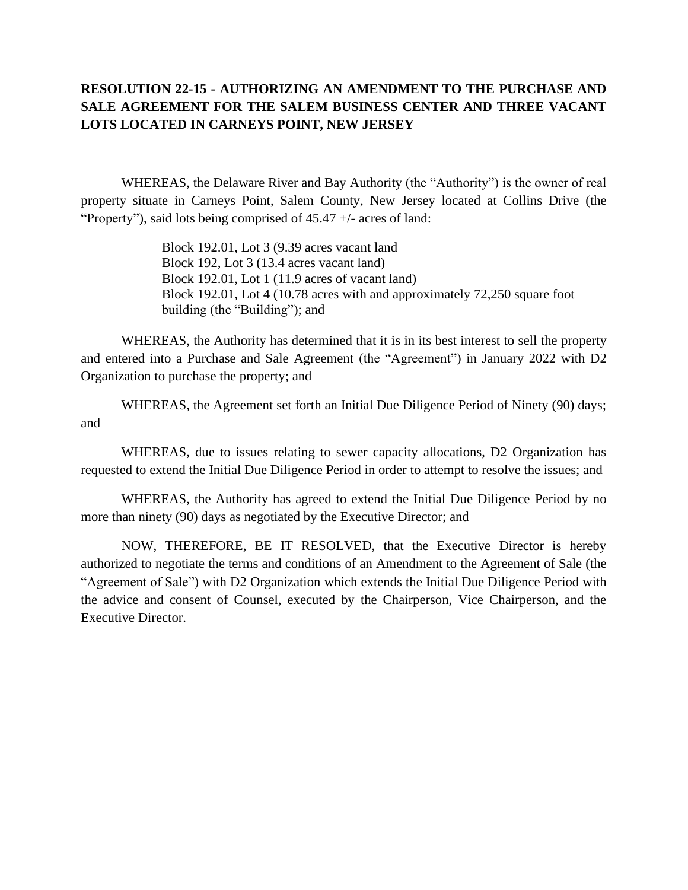**RESOLUTION 22-15 - AUTHORIZING AN AMENDMENT TO THE PURCHASE AND SALE AGREEMENT FOR THE SALEM BUSINESS CENTER AND THREE VACANT LOTS LOCATED IN CARNEYS POINT, NEW JERSEY**

WHEREAS, the Delaware River and Bay Authority (the "Authority") is the owner of real property situate in Carneys Point, Salem County, New Jersey located at Collins Drive (the "Property"), said lots being comprised of 45.47 +/- acres of land:

Block 192.01, Lot 3 (9.39 acres vacant land
Block 192, Lot 3 (13.4 acres vacant land)
Block 192.01, Lot 1 (11.9 acres of vacant land)
Block 192.01, Lot 4 (10.78 acres with and approximately 72,250 square foot building (the "Building"); and

WHEREAS, the Authority has determined that it is in its best interest to sell the property and entered into a Purchase and Sale Agreement (the "Agreement") in January 2022 with D2 Organization to purchase the property; and

WHEREAS, the Agreement set forth an Initial Due Diligence Period of Ninety (90) days; and

WHEREAS, due to issues relating to sewer capacity allocations, D2 Organization has requested to extend the Initial Due Diligence Period in order to attempt to resolve the issues; and

WHEREAS, the Authority has agreed to extend the Initial Due Diligence Period by no more than ninety (90) days as negotiated by the Executive Director; and

NOW, THEREFORE, BE IT RESOLVED, that the Executive Director is hereby authorized to negotiate the terms and conditions of an Amendment to the Agreement of Sale (the "Agreement of Sale") with D2 Organization which extends the Initial Due Diligence Period with the advice and consent of Counsel, executed by the Chairperson, Vice Chairperson, and the Executive Director.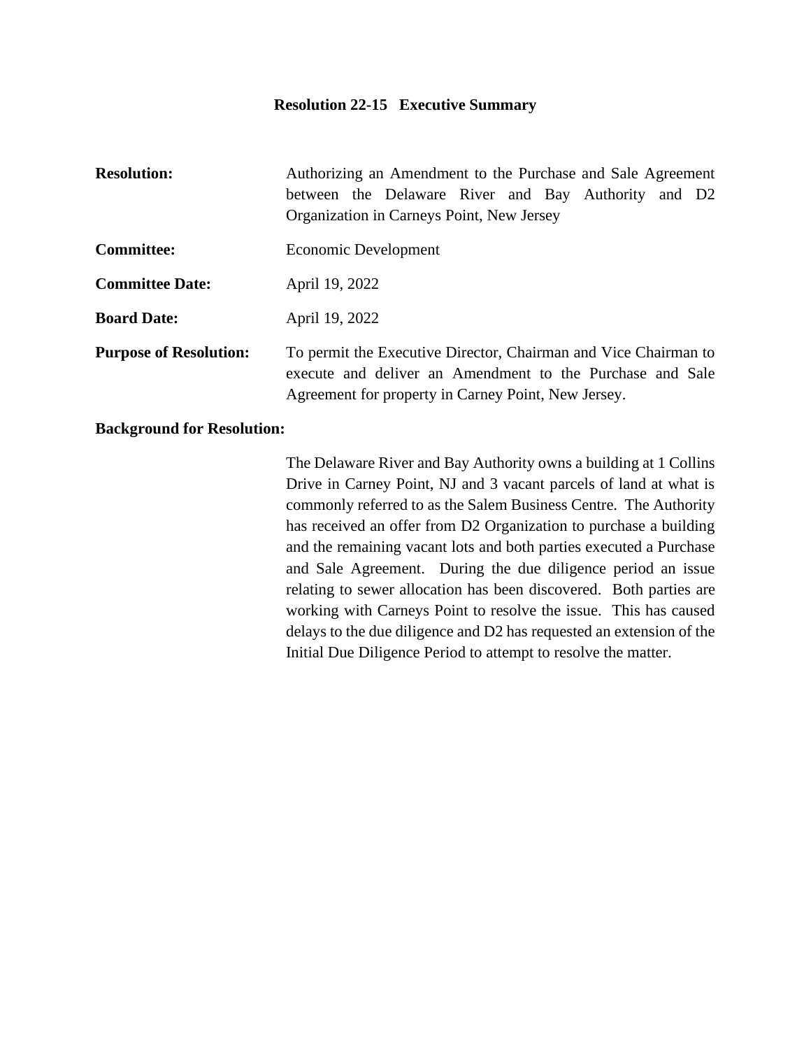**Resolution 22-15 Executive Summary**

**Resolution:** Authorizing an Amendment to the Purchase and Sale Agreement between the Delaware River and Bay Authority and D2 Organization in Carneys Point, New Jersey

**Committee:** Economic Development

**Committee Date:** April 19, 2022

**Board Date:** April 19, 2022

**Purpose of Resolution:** To permit the Executive Director, Chairman and Vice Chairman to execute and deliver an Amendment to the Purchase and Sale Agreement for property in Carney Point, New Jersey.

**Background for Resolution:**

The Delaware River and Bay Authority owns a building at 1 Collins Drive in Carney Point, NJ and 3 vacant parcels of land at what is commonly referred to as the Salem Business Centre. The Authority has received an offer from D2 Organization to purchase a building and the remaining vacant lots and both parties executed a Purchase and Sale Agreement. During the due diligence period an issue relating to sewer allocation has been discovered. Both parties are working with Carneys Point to resolve the issue. This has caused delays to the due diligence and D2 has requested an extension of the Initial Due Diligence Period to attempt to resolve the matter.